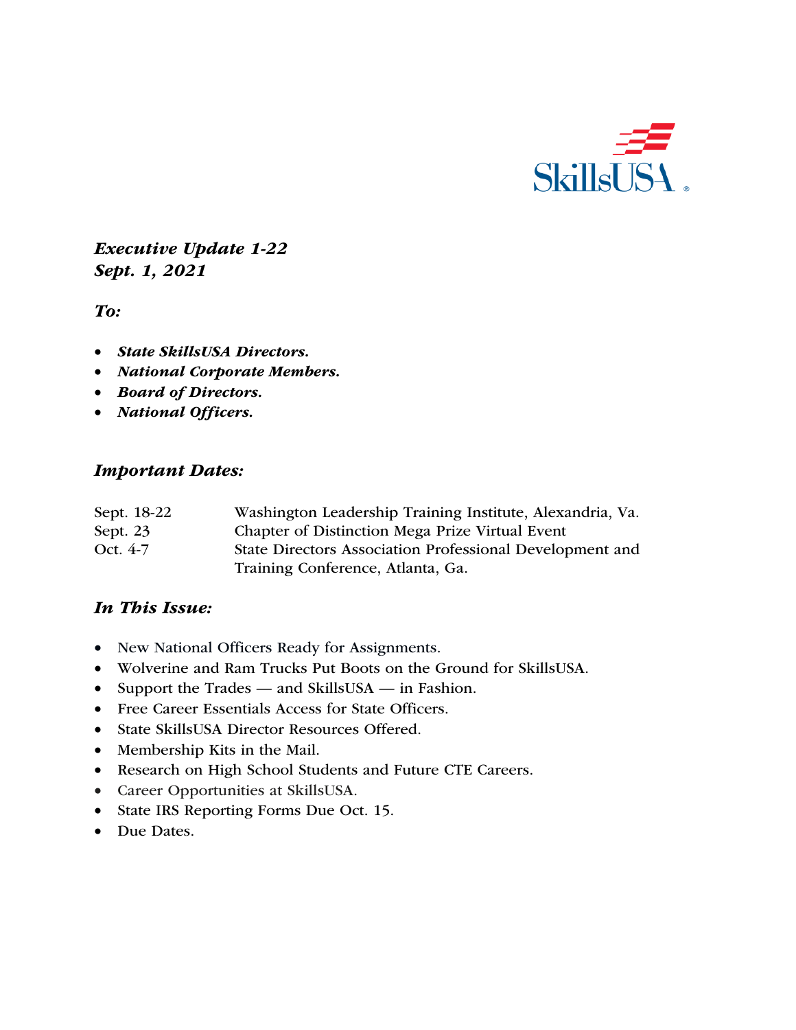SkillsUSA

***Executive Update 1-22***
***Sept. 1, 2021***

***To:***

- ***State SkillsUSA Directors.***
- ***National Corporate Members.***
- ***Board of Directors.***
- ***National Officers.***

## *Important Dates:*

| | |
|---|---|
| Sept. 18-22 | Washington Leadership Training Institute, Alexandria, Va. |
| Sept. 23 | Chapter of Distinction Mega Prize Virtual Event |
| Oct. 4-7 | State Directors Association Professional Development and Training Conference, Atlanta, Ga. |

## *In This Issue:*

- New National Officers Ready for Assignments.
- Wolverine and Ram Trucks Put Boots on the Ground for SkillsUSA.
- Support the Trades — and SkillsUSA — in Fashion.
- Free Career Essentials Access for State Officers.
- State SkillsUSA Director Resources Offered.
- Membership Kits in the Mail.
- Research on High School Students and Future CTE Careers.
- Career Opportunities at SkillsUSA.
- State IRS Reporting Forms Due Oct. 15.
- Due Dates.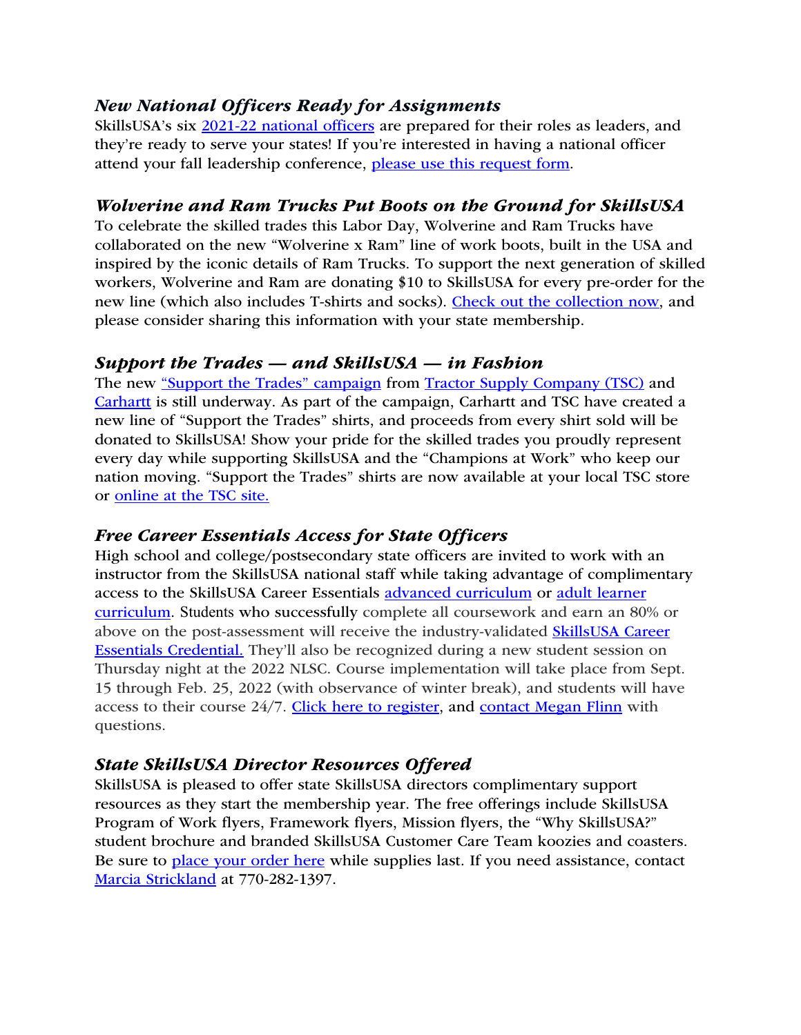### *New National Officers Ready for Assignments*

SkillsUSA's six 2021-22 national officers are prepared for their roles as leaders, and they're ready to serve your states! If you're interested in having a national officer attend your fall leadership conference, please use this request form.

### *Wolverine and Ram Trucks Put Boots on the Ground for SkillsUSA*

To celebrate the skilled trades this Labor Day, Wolverine and Ram Trucks have collaborated on the new "Wolverine x Ram" line of work boots, built in the USA and inspired by the iconic details of Ram Trucks. To support the next generation of skilled workers, Wolverine and Ram are donating $10 to SkillsUSA for every pre-order for the new line (which also includes T-shirts and socks). Check out the collection now, and please consider sharing this information with your state membership.

### *Support the Trades — and SkillsUSA — in Fashion*

The new "Support the Trades" campaign from Tractor Supply Company (TSC) and Carhartt is still underway. As part of the campaign, Carhartt and TSC have created a new line of "Support the Trades" shirts, and proceeds from every shirt sold will be donated to SkillsUSA! Show your pride for the skilled trades you proudly represent every day while supporting SkillsUSA and the "Champions at Work" who keep our nation moving. "Support the Trades" shirts are now available at your local TSC store or online at the TSC site.

### *Free Career Essentials Access for State Officers*

High school and college/postsecondary state officers are invited to work with an instructor from the SkillsUSA national staff while taking advantage of complimentary access to the SkillsUSA Career Essentials advanced curriculum or adult learner curriculum. Students who successfully complete all coursework and earn an 80% or above on the post-assessment will receive the industry-validated SkillsUSA Career Essentials Credential. They'll also be recognized during a new student session on Thursday night at the 2022 NLSC. Course implementation will take place from Sept. 15 through Feb. 25, 2022 (with observance of winter break), and students will have access to their course 24/7. Click here to register, and contact Megan Flinn with questions.

### *State SkillsUSA Director Resources Offered*

SkillsUSA is pleased to offer state SkillsUSA directors complimentary support resources as they start the membership year. The free offerings include SkillsUSA Program of Work flyers, Framework flyers, Mission flyers, the "Why SkillsUSA?" student brochure and branded SkillsUSA Customer Care Team koozies and coasters. Be sure to place your order here while supplies last. If you need assistance, contact Marcia Strickland at 770-282-1397.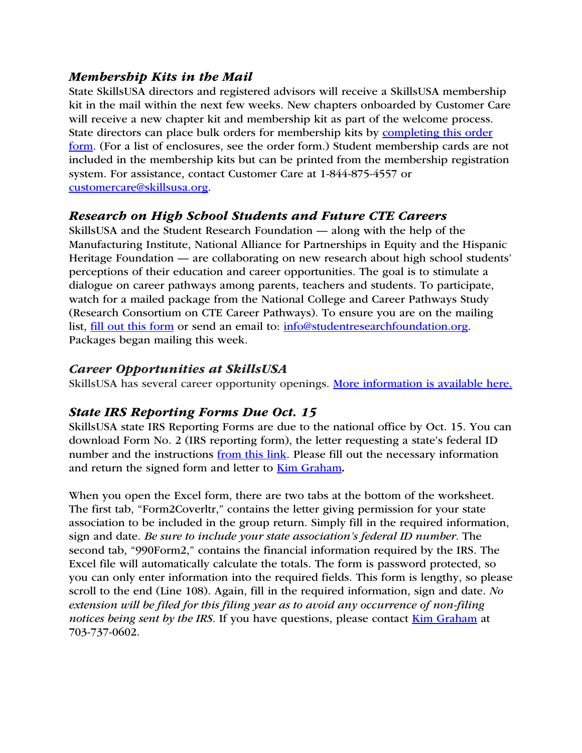### *Membership Kits in the Mail*

State SkillsUSA directors and registered advisors will receive a SkillsUSA membership kit in the mail within the next few weeks. New chapters onboarded by Customer Care will receive a new chapter kit and membership kit as part of the welcome process. State directors can place bulk orders for membership kits by completing this order form. (For a list of enclosures, see the order form.) Student membership cards are not included in the membership kits but can be printed from the membership registration system. For assistance, contact Customer Care at 1-844-875-4557 or customercare@skillsusa.org.

### *Research on High School Students and Future CTE Careers*

SkillsUSA and the Student Research Foundation — along with the help of the Manufacturing Institute, National Alliance for Partnerships in Equity and the Hispanic Heritage Foundation — are collaborating on new research about high school students' perceptions of their education and career opportunities. The goal is to stimulate a dialogue on career pathways among parents, teachers and students. To participate, watch for a mailed package from the National College and Career Pathways Study (Research Consortium on CTE Career Pathways). To ensure you are on the mailing list, fill out this form or send an email to: info@studentresearchfoundation.org. Packages began mailing this week.

### *Career Opportunities at SkillsUSA*

SkillsUSA has several career opportunity openings. More information is available here.

### *State IRS Reporting Forms Due Oct. 15*

SkillsUSA state IRS Reporting Forms are due to the national office by Oct. 15. You can download Form No. 2 (IRS reporting form), the letter requesting a state's federal ID number and the instructions from this link. Please fill out the necessary information and return the signed form and letter to Kim Graham**.**

When you open the Excel form, there are two tabs at the bottom of the worksheet. The first tab, "Form2Coverltr," contains the letter giving permission for your state association to be included in the group return. Simply fill in the required information, sign and date. *Be sure to include your state association's federal ID number.* The second tab, "990Form2," contains the financial information required by the IRS. The Excel file will automatically calculate the totals. The form is password protected, so you can only enter information into the required fields. This form is lengthy, so please scroll to the end (Line 108). Again, fill in the required information, sign and date. *No extension will be filed for this filing year as to avoid any occurrence of non-filing notices being sent by the IRS.* If you have questions, please contact Kim Graham at 703-737-0602.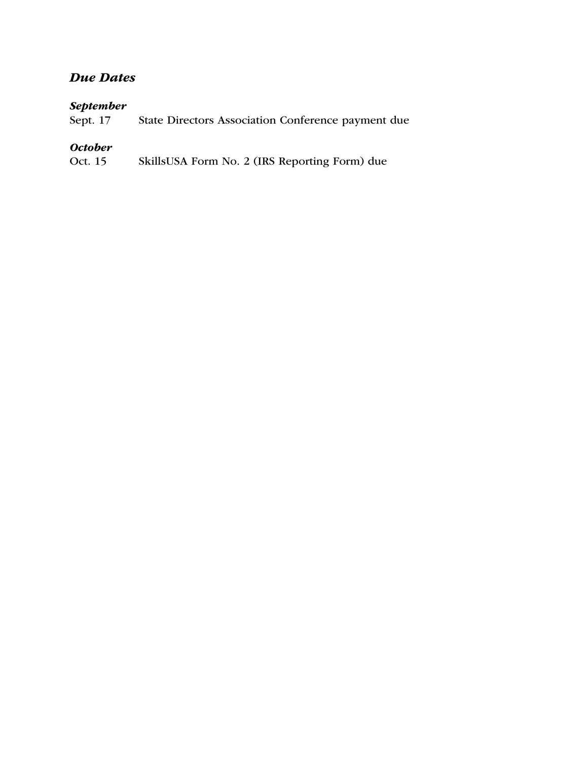## *Due Dates*

### *September*

Sept. 17 State Directors Association Conference payment due

### *October*

Oct. 15 SkillsUSA Form No. 2 (IRS Reporting Form) due